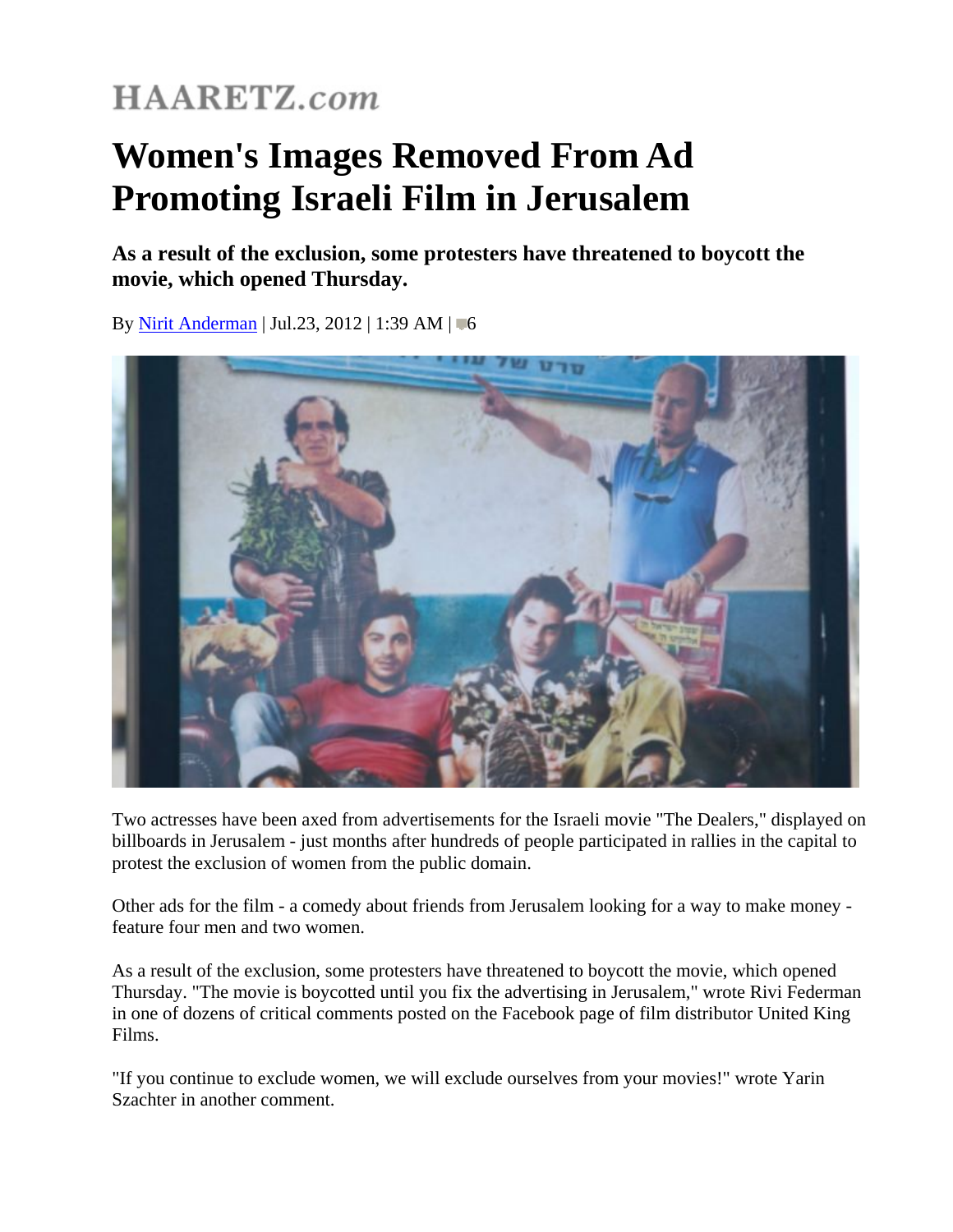HAARETZ.com

# Women's Images Removed From Ad Promoting Israeli Film in Jerusalem

**As a result of the exclusion, some protesters have threatened to boycott the movie, which opened Thursday.**

By Nirit Anderman | Jul.23, 2012 | 1:39 AM | 6

Two actresses have been axed from advertisements for the Israeli movie "The Dealers," displayed on billboards in Jerusalem - just months after hundreds of people participated in rallies in the capital to protest the exclusion of women from the public domain.

Other ads for the film - a comedy about friends from Jerusalem looking for a way to make money - feature four men and two women.

As a result of the exclusion, some protesters have threatened to boycott the movie, which opened Thursday. "The movie is boycotted until you fix the advertising in Jerusalem," wrote Rivi Federman in one of dozens of critical comments posted on the Facebook page of film distributor United King Films.

"If you continue to exclude women, we will exclude ourselves from your movies!" wrote Yarin Szachter in another comment.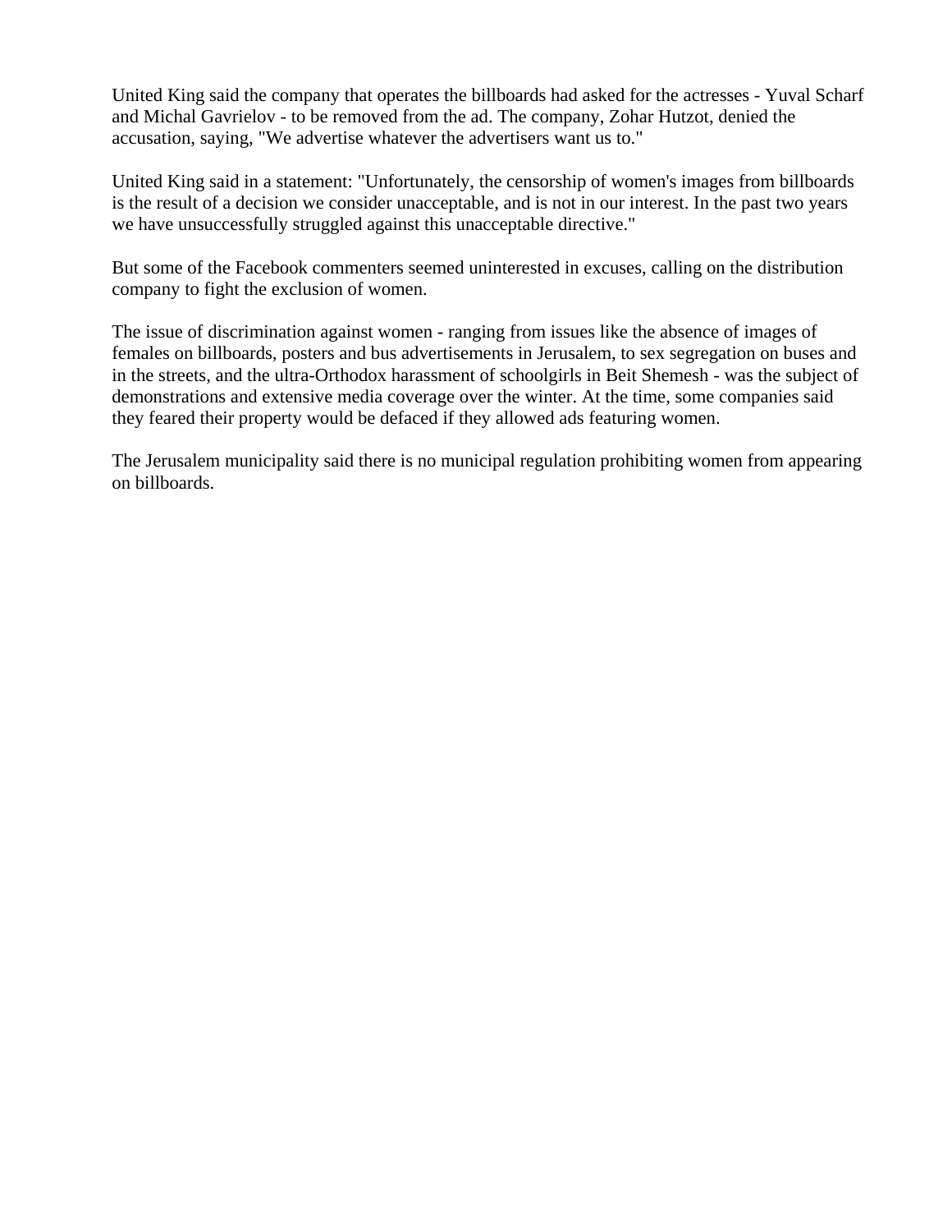United King said the company that operates the billboards had asked for the actresses - Yuval Scharf and Michal Gavrielov - to be removed from the ad. The company, Zohar Hutzot, denied the accusation, saying, "We advertise whatever the advertisers want us to."

United King said in a statement: "Unfortunately, the censorship of women's images from billboards is the result of a decision we consider unacceptable, and is not in our interest. In the past two years we have unsuccessfully struggled against this unacceptable directive."

But some of the Facebook commenters seemed uninterested in excuses, calling on the distribution company to fight the exclusion of women.

The issue of discrimination against women - ranging from issues like the absence of images of females on billboards, posters and bus advertisements in Jerusalem, to sex segregation on buses and in the streets, and the ultra-Orthodox harassment of schoolgirls in Beit Shemesh - was the subject of demonstrations and extensive media coverage over the winter. At the time, some companies said they feared their property would be defaced if they allowed ads featuring women.

The Jerusalem municipality said there is no municipal regulation prohibiting women from appearing on billboards.